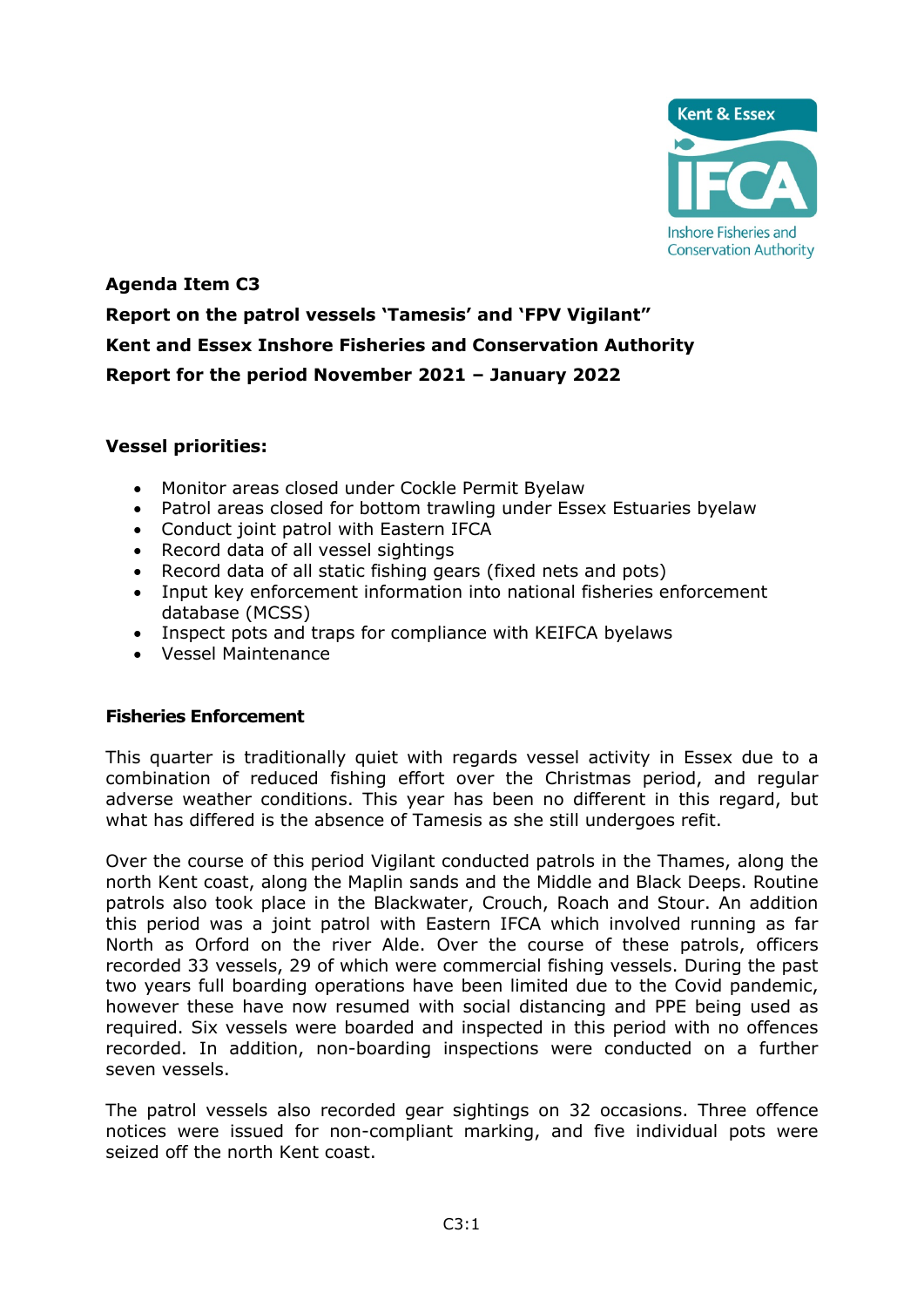**Agenda Item C3**

**Report on the patrol vessels 'Tamesis' and 'FPV Vigilant"**

**Kent and Essex Inshore Fisheries and Conservation Authority**

**Report for the period November 2021 – January 2022**

**Vessel priorities:**

- Monitor areas closed under Cockle Permit Byelaw
- Patrol areas closed for bottom trawling under Essex Estuaries byelaw
- Conduct joint patrol with Eastern IFCA
- Record data of all vessel sightings
- Record data of all static fishing gears (fixed nets and pots)
- Input key enforcement information into national fisheries enforcement database (MCSS)
- Inspect pots and traps for compliance with KEIFCA byelaws
- Vessel Maintenance

**Fisheries Enforcement**

This quarter is traditionally quiet with regards vessel activity in Essex due to a combination of reduced fishing effort over the Christmas period, and regular adverse weather conditions. This year has been no different in this regard, but what has differed is the absence of Tamesis as she still undergoes refit.

Over the course of this period Vigilant conducted patrols in the Thames, along the north Kent coast, along the Maplin sands and the Middle and Black Deeps. Routine patrols also took place in the Blackwater, Crouch, Roach and Stour. An addition this period was a joint patrol with Eastern IFCA which involved running as far North as Orford on the river Alde. Over the course of these patrols, officers recorded 33 vessels, 29 of which were commercial fishing vessels. During the past two years full boarding operations have been limited due to the Covid pandemic, however these have now resumed with social distancing and PPE being used as required. Six vessels were boarded and inspected in this period with no offences recorded. In addition, non-boarding inspections were conducted on a further seven vessels.

The patrol vessels also recorded gear sightings on 32 occasions. Three offence notices were issued for non-compliant marking, and five individual pots were seized off the north Kent coast.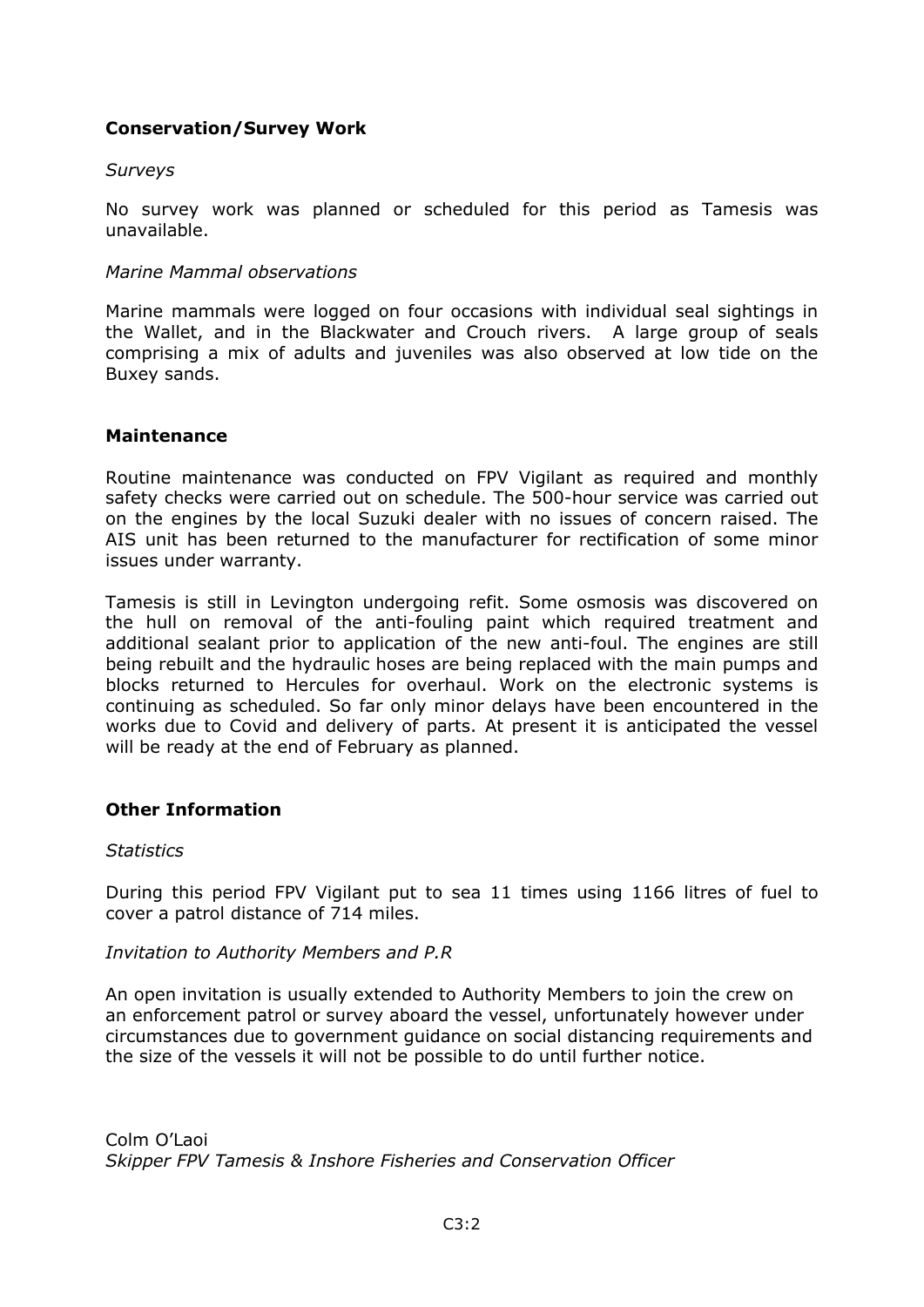**Conservation/Survey Work**

*Surveys*

No survey work was planned or scheduled for this period as Tamesis was unavailable.

*Marine Mammal observations*

Marine mammals were logged on four occasions with individual seal sightings in the Wallet, and in the Blackwater and Crouch rivers. A large group of seals comprising a mix of adults and juveniles was also observed at low tide on the Buxey sands.

**Maintenance**

Routine maintenance was conducted on FPV Vigilant as required and monthly safety checks were carried out on schedule. The 500-hour service was carried out on the engines by the local Suzuki dealer with no issues of concern raised. The AIS unit has been returned to the manufacturer for rectification of some minor issues under warranty.

Tamesis is still in Levington undergoing refit. Some osmosis was discovered on the hull on removal of the anti-fouling paint which required treatment and additional sealant prior to application of the new anti-foul. The engines are still being rebuilt and the hydraulic hoses are being replaced with the main pumps and blocks returned to Hercules for overhaul. Work on the electronic systems is continuing as scheduled. So far only minor delays have been encountered in the works due to Covid and delivery of parts. At present it is anticipated the vessel will be ready at the end of February as planned.

**Other Information**

*Statistics*

During this period FPV Vigilant put to sea 11 times using 1166 litres of fuel to cover a patrol distance of 714 miles.

*Invitation to Authority Members and P.R*

An open invitation is usually extended to Authority Members to join the crew on an enforcement patrol or survey aboard the vessel, unfortunately however under circumstances due to government guidance on social distancing requirements and the size of the vessels it will not be possible to do until further notice.

Colm O'Laoi
*Skipper FPV Tamesis & Inshore Fisheries and Conservation Officer*